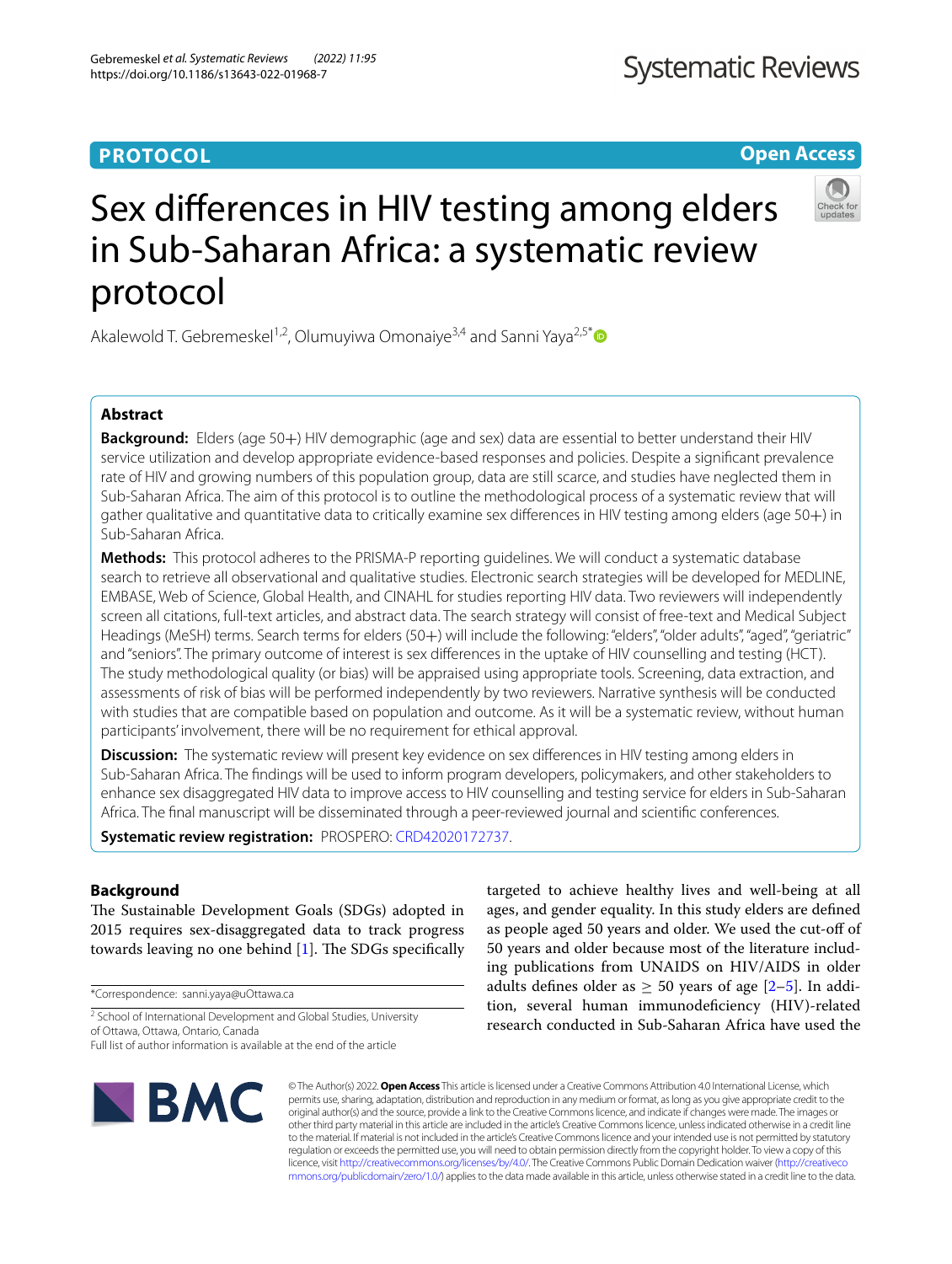PROTOCOL

Open Access

# Sex differences in HIV testing among elders in Sub-Saharan Africa: a systematic review protocol

Akalewold T. Gebremeskel[1,2], Olumuyiwa Omonaiye[3,4] and Sanni Yaya[2,5*]

## Abstract

**Background:** Elders (age 50+) HIV demographic (age and sex) data are essential to better understand their HIV service utilization and develop appropriate evidence-based responses and policies. Despite a significant prevalence rate of HIV and growing numbers of this population group, data are still scarce, and studies have neglected them in Sub-Saharan Africa. The aim of this protocol is to outline the methodological process of a systematic review that will gather qualitative and quantitative data to critically examine sex differences in HIV testing among elders (age 50+) in Sub-Saharan Africa.

**Methods:** This protocol adheres to the PRISMA-P reporting guidelines. We will conduct a systematic database search to retrieve all observational and qualitative studies. Electronic search strategies will be developed for MEDLINE, EMBASE, Web of Science, Global Health, and CINAHL for studies reporting HIV data. Two reviewers will independently screen all citations, full-text articles, and abstract data. The search strategy will consist of free-text and Medical Subject Headings (MeSH) terms. Search terms for elders (50+) will include the following: "elders", "older adults", "aged", "geriatric" and "seniors". The primary outcome of interest is sex differences in the uptake of HIV counselling and testing (HCT). The study methodological quality (or bias) will be appraised using appropriate tools. Screening, data extraction, and assessments of risk of bias will be performed independently by two reviewers. Narrative synthesis will be conducted with studies that are compatible based on population and outcome. As it will be a systematic review, without human participants' involvement, there will be no requirement for ethical approval.

**Discussion:** The systematic review will present key evidence on sex differences in HIV testing among elders in Sub-Saharan Africa. The findings will be used to inform program developers, policymakers, and other stakeholders to enhance sex disaggregated HIV data to improve access to HIV counselling and testing service for elders in Sub-Saharan Africa. The final manuscript will be disseminated through a peer-reviewed journal and scientific conferences.

**Systematic review registration:** PROSPERO: CRD42020172737.

## Background

The Sustainable Development Goals (SDGs) adopted in 2015 requires sex-disaggregated data to track progress towards leaving no one behind [1]. The SDGs specifically targeted to achieve healthy lives and well-being at all ages, and gender equality. In this study elders are defined as people aged 50 years and older. We used the cut-off of 50 years and older because most of the literature including publications from UNAIDS on HIV/AIDS in older adults defines older as $\geq$ 50 years of age [2–5]. In addition, several human immunodeficiency (HIV)-related research conducted in Sub-Saharan Africa have used the

*Correspondence: sanni.yaya@uOttawa.ca

[2] School of International Development and Global Studies, University of Ottawa, Ottawa, Ontario, Canada

Full list of author information is available at the end of the article

© The Author(s) 2022. **Open Access** This article is licensed under a Creative Commons Attribution 4.0 International License, which permits use, sharing, adaptation, distribution and reproduction in any medium or format, as long as you give appropriate credit to the original author(s) and the source, provide a link to the Creative Commons licence, and indicate if changes were made. The images or other third party material in this article are included in the article's Creative Commons licence, unless indicated otherwise in a credit line to the material. If material is not included in the article's Creative Commons licence and your intended use is not permitted by statutory regulation or exceeds the permitted use, you will need to obtain permission directly from the copyright holder. To view a copy of this licence, visit http://creativecommons.org/licenses/by/4.0/. The Creative Commons Public Domain Dedication waiver (http://creativecommons.org/publicdomain/zero/1.0/) applies to the data made available in this article, unless otherwise stated in a credit line to the data.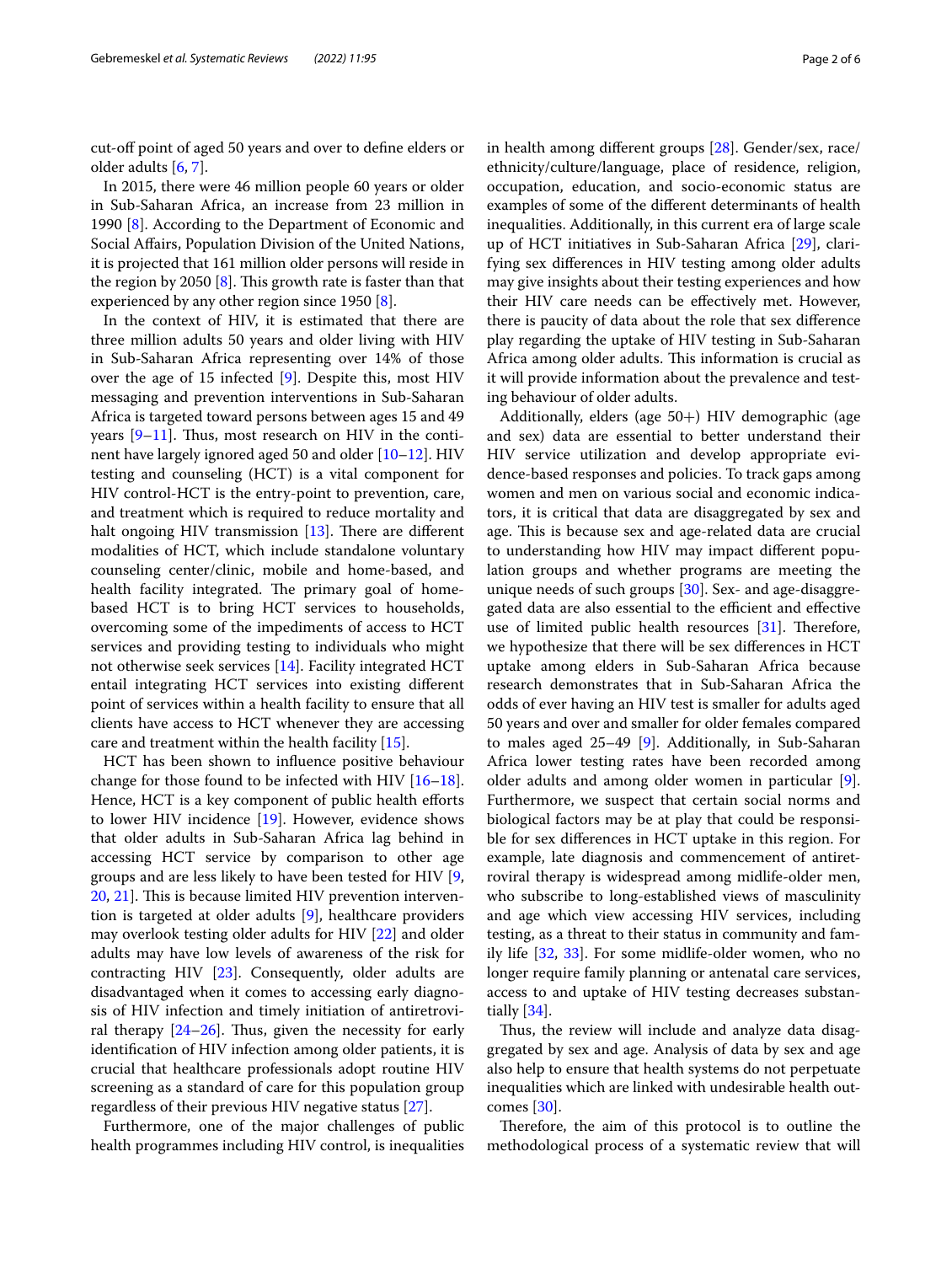cut-off point of aged 50 years and over to define elders or older adults [6, 7].

In 2015, there were 46 million people 60 years or older in Sub-Saharan Africa, an increase from 23 million in 1990 [8]. According to the Department of Economic and Social Affairs, Population Division of the United Nations, it is projected that 161 million older persons will reside in the region by 2050 [8]. This growth rate is faster than that experienced by any other region since 1950 [8].

In the context of HIV, it is estimated that there are three million adults 50 years and older living with HIV in Sub-Saharan Africa representing over 14% of those over the age of 15 infected [9]. Despite this, most HIV messaging and prevention interventions in Sub-Saharan Africa is targeted toward persons between ages 15 and 49 years [9–11]. Thus, most research on HIV in the continent have largely ignored aged 50 and older [10–12]. HIV testing and counseling (HCT) is a vital component for HIV control-HCT is the entry-point to prevention, care, and treatment which is required to reduce mortality and halt ongoing HIV transmission [13]. There are different modalities of HCT, which include standalone voluntary counseling center/clinic, mobile and home-based, and health facility integrated. The primary goal of home-based HCT is to bring HCT services to households, overcoming some of the impediments of access to HCT services and providing testing to individuals who might not otherwise seek services [14]. Facility integrated HCT entail integrating HCT services into existing different point of services within a health facility to ensure that all clients have access to HCT whenever they are accessing care and treatment within the health facility [15].

HCT has been shown to influence positive behaviour change for those found to be infected with HIV [16–18]. Hence, HCT is a key component of public health efforts to lower HIV incidence [19]. However, evidence shows that older adults in Sub-Saharan Africa lag behind in accessing HCT service by comparison to other age groups and are less likely to have been tested for HIV [9, 20, 21]. This is because limited HIV prevention intervention is targeted at older adults [9], healthcare providers may overlook testing older adults for HIV [22] and older adults may have low levels of awareness of the risk for contracting HIV [23]. Consequently, older adults are disadvantaged when it comes to accessing early diagnosis of HIV infection and timely initiation of antiretroviral therapy [24–26]. Thus, given the necessity for early identification of HIV infection among older patients, it is crucial that healthcare professionals adopt routine HIV screening as a standard of care for this population group regardless of their previous HIV negative status [27].

Furthermore, one of the major challenges of public health programmes including HIV control, is inequalities in health among different groups [28]. Gender/sex, race/ethnicity/culture/language, place of residence, religion, occupation, education, and socio-economic status are examples of some of the different determinants of health inequalities. Additionally, in this current era of large scale up of HCT initiatives in Sub-Saharan Africa [29], clarifying sex differences in HIV testing among older adults may give insights about their testing experiences and how their HIV care needs can be effectively met. However, there is paucity of data about the role that sex difference play regarding the uptake of HIV testing in Sub-Saharan Africa among older adults. This information is crucial as it will provide information about the prevalence and testing behaviour of older adults.

Additionally, elders (age 50+) HIV demographic (age and sex) data are essential to better understand their HIV service utilization and develop appropriate evidence-based responses and policies. To track gaps among women and men on various social and economic indicators, it is critical that data are disaggregated by sex and age. This is because sex and age-related data are crucial to understanding how HIV may impact different population groups and whether programs are meeting the unique needs of such groups [30]. Sex- and age-disaggregated data are also essential to the efficient and effective use of limited public health resources [31]. Therefore, we hypothesize that there will be sex differences in HCT uptake among elders in Sub-Saharan Africa because research demonstrates that in Sub-Saharan Africa the odds of ever having an HIV test is smaller for adults aged 50 years and over and smaller for older females compared to males aged 25–49 [9]. Additionally, in Sub-Saharan Africa lower testing rates have been recorded among older adults and among older women in particular [9]. Furthermore, we suspect that certain social norms and biological factors may be at play that could be responsible for sex differences in HCT uptake in this region. For example, late diagnosis and commencement of antiretroviral therapy is widespread among midlife-older men, who subscribe to long-established views of masculinity and age which view accessing HIV services, including testing, as a threat to their status in community and family life [32, 33]. For some midlife-older women, who no longer require family planning or antenatal care services, access to and uptake of HIV testing decreases substantially [34].

Thus, the review will include and analyze data disaggregated by sex and age. Analysis of data by sex and age also help to ensure that health systems do not perpetuate inequalities which are linked with undesirable health outcomes [30].

Therefore, the aim of this protocol is to outline the methodological process of a systematic review that will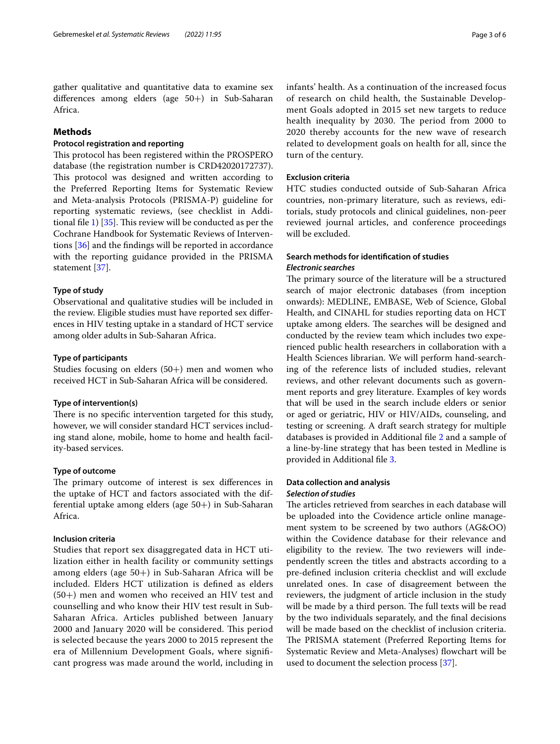gather qualitative and quantitative data to examine sex differences among elders (age 50+) in Sub-Saharan Africa.

## Methods

### Protocol registration and reporting

This protocol has been registered within the PROSPERO database (the registration number is CRD42020172737). This protocol was designed and written according to the Preferred Reporting Items for Systematic Review and Meta-analysis Protocols (PRISMA-P) guideline for reporting systematic reviews, (see checklist in Additional file 1) [35]. This review will be conducted as per the Cochrane Handbook for Systematic Reviews of Interventions [36] and the findings will be reported in accordance with the reporting guidance provided in the PRISMA statement [37].

### Type of study

Observational and qualitative studies will be included in the review. Eligible studies must have reported sex differences in HIV testing uptake in a standard of HCT service among older adults in Sub-Saharan Africa.

### Type of participants

Studies focusing on elders (50+) men and women who received HCT in Sub-Saharan Africa will be considered.

### Type of intervention(s)

There is no specific intervention targeted for this study, however, we will consider standard HCT services including stand alone, mobile, home to home and health facility-based services.

### Type of outcome

The primary outcome of interest is sex differences in the uptake of HCT and factors associated with the differential uptake among elders (age 50+) in Sub-Saharan Africa.

### Inclusion criteria

Studies that report sex disaggregated data in HCT utilization either in health facility or community settings among elders (age 50+) in Sub-Saharan Africa will be included. Elders HCT utilization is defined as elders (50+) men and women who received an HIV test and counselling and who know their HIV test result in Sub-Saharan Africa. Articles published between January 2000 and January 2020 will be considered. This period is selected because the years 2000 to 2015 represent the era of Millennium Development Goals, where significant progress was made around the world, including in infants' health. As a continuation of the increased focus of research on child health, the Sustainable Development Goals adopted in 2015 set new targets to reduce health inequality by 2030. The period from 2000 to 2020 thereby accounts for the new wave of research related to development goals on health for all, since the turn of the century.

### Exclusion criteria

HTC studies conducted outside of Sub-Saharan Africa countries, non-primary literature, such as reviews, editorials, study protocols and clinical guidelines, non-peer reviewed journal articles, and conference proceedings will be excluded.

### Search methods for identification of studies

#### *Electronic searches*

The primary source of the literature will be a structured search of major electronic databases (from inception onwards): MEDLINE, EMBASE, Web of Science, Global Health, and CINAHL for studies reporting data on HCT uptake among elders. The searches will be designed and conducted by the review team which includes two experienced public health researchers in collaboration with a Health Sciences librarian. We will perform hand-searching of the reference lists of included studies, relevant reviews, and other relevant documents such as government reports and grey literature. Examples of key words that will be used in the search include elders or senior or aged or geriatric, HIV or HIV/AIDs, counseling, and testing or screening. A draft search strategy for multiple databases is provided in Additional file 2 and a sample of a line-by-line strategy that has been tested in Medline is provided in Additional file 3.

### Data collection and analysis

#### *Selection of studies*

The articles retrieved from searches in each database will be uploaded into the Covidence article online management system to be screened by two authors (AG&OO) within the Covidence database for their relevance and eligibility to the review. The two reviewers will independently screen the titles and abstracts according to a pre-defined inclusion criteria checklist and will exclude unrelated ones. In case of disagreement between the reviewers, the judgment of article inclusion in the study will be made by a third person. The full texts will be read by the two individuals separately, and the final decisions will be made based on the checklist of inclusion criteria. The PRISMA statement (Preferred Reporting Items for Systematic Review and Meta-Analyses) flowchart will be used to document the selection process [37].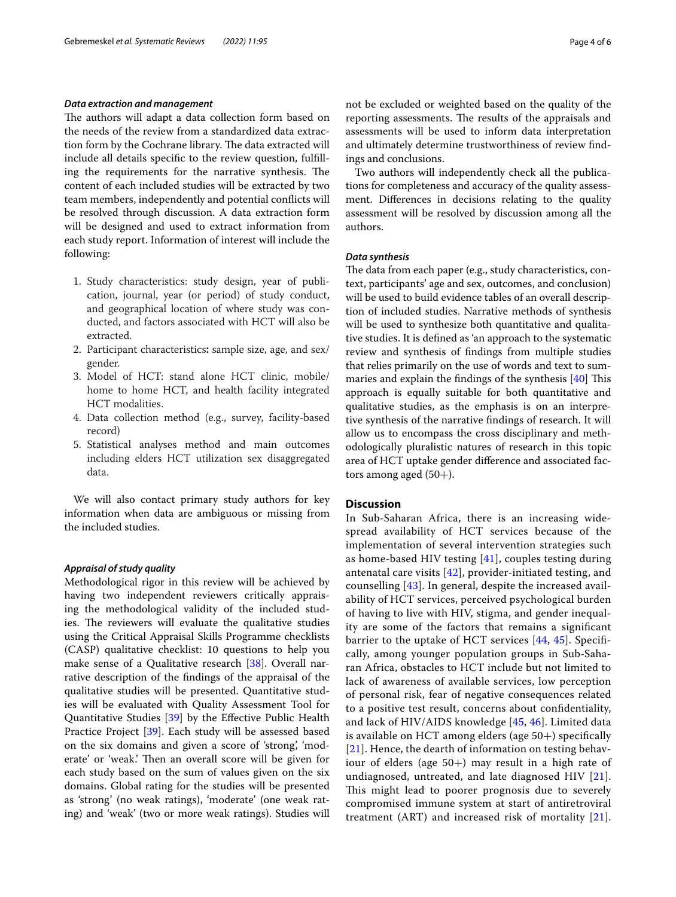### *Data extraction and management*

The authors will adapt a data collection form based on the needs of the review from a standardized data extraction form by the Cochrane library. The data extracted will include all details specific to the review question, fulfilling the requirements for the narrative synthesis. The content of each included studies will be extracted by two team members, independently and potential conflicts will be resolved through discussion. A data extraction form will be designed and used to extract information from each study report. Information of interest will include the following:

1. Study characteristics: study design, year of publication, journal, year (or period) of study conduct, and geographical location of where study was conducted, and factors associated with HCT will also be extracted.
2. Participant characteristics**:** sample size, age, and sex/gender.
3. Model of HCT: stand alone HCT clinic, mobile/home to home HCT, and health facility integrated HCT modalities.
4. Data collection method (e.g., survey, facility-based record)
5. Statistical analyses method and main outcomes including elders HCT utilization sex disaggregated data.

We will also contact primary study authors for key information when data are ambiguous or missing from the included studies.

### *Appraisal of study quality*

Methodological rigor in this review will be achieved by having two independent reviewers critically appraising the methodological validity of the included studies. The reviewers will evaluate the qualitative studies using the Critical Appraisal Skills Programme checklists (CASP) qualitative checklist: 10 questions to help you make sense of a Qualitative research [38]. Overall narrative description of the findings of the appraisal of the qualitative studies will be presented. Quantitative studies will be evaluated with Quality Assessment Tool for Quantitative Studies [39] by the Effective Public Health Practice Project [39]. Each study will be assessed based on the six domains and given a score of 'strong', 'moderate' or 'weak.' Then an overall score will be given for each study based on the sum of values given on the six domains. Global rating for the studies will be presented as 'strong' (no weak ratings), 'moderate' (one weak rating) and 'weak' (two or more weak ratings). Studies will not be excluded or weighted based on the quality of the reporting assessments. The results of the appraisals and assessments will be used to inform data interpretation and ultimately determine trustworthiness of review findings and conclusions.

Two authors will independently check all the publications for completeness and accuracy of the quality assessment. Differences in decisions relating to the quality assessment will be resolved by discussion among all the authors.

### *Data synthesis*

The data from each paper (e.g., study characteristics, context, participants' age and sex, outcomes, and conclusion) will be used to build evidence tables of an overall description of included studies. Narrative methods of synthesis will be used to synthesize both quantitative and qualitative studies. It is defined as 'an approach to the systematic review and synthesis of findings from multiple studies that relies primarily on the use of words and text to summaries and explain the findings of the synthesis [40] This approach is equally suitable for both quantitative and qualitative studies, as the emphasis is on an interpretive synthesis of the narrative findings of research. It will allow us to encompass the cross disciplinary and methodologically pluralistic natures of research in this topic area of HCT uptake gender difference and associated factors among aged (50+).

## Discussion

In Sub-Saharan Africa, there is an increasing widespread availability of HCT services because of the implementation of several intervention strategies such as home-based HIV testing [41], couples testing during antenatal care visits [42], provider-initiated testing, and counselling [43]. In general, despite the increased availability of HCT services, perceived psychological burden of having to live with HIV, stigma, and gender inequality are some of the factors that remains a significant barrier to the uptake of HCT services [44, 45]. Specifically, among younger population groups in Sub-Saharan Africa, obstacles to HCT include but not limited to lack of awareness of available services, low perception of personal risk, fear of negative consequences related to a positive test result, concerns about confidentiality, and lack of HIV/AIDS knowledge [45, 46]. Limited data is available on HCT among elders (age 50+) specifically [21]. Hence, the dearth of information on testing behaviour of elders (age 50+) may result in a high rate of undiagnosed, untreated, and late diagnosed HIV [21]. This might lead to poorer prognosis due to severely compromised immune system at start of antiretroviral treatment (ART) and increased risk of mortality [21].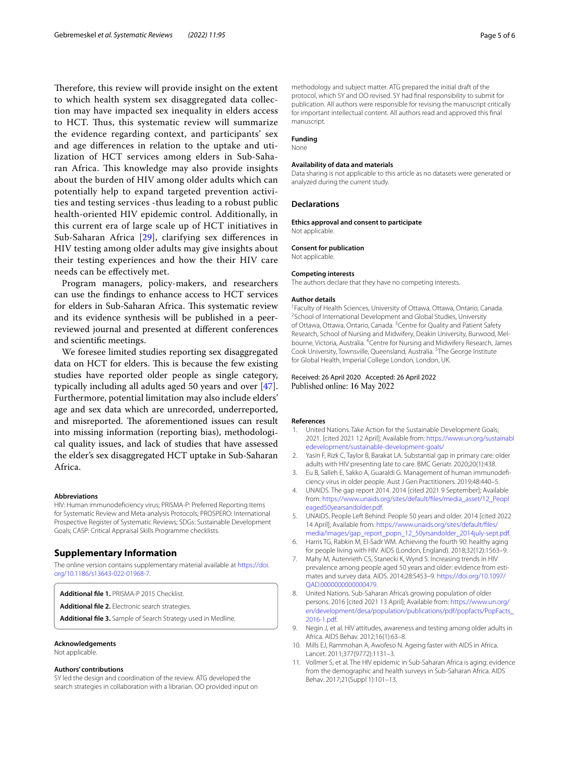Therefore, this review will provide insight on the extent to which health system sex disaggregated data collection may have impacted sex inequality in elders access to HCT. Thus, this systematic review will summarize the evidence regarding context, and participants' sex and age differences in relation to the uptake and utilization of HCT services among elders in Sub-Saharan Africa. This knowledge may also provide insights about the burden of HIV among older adults which can potentially help to expand targeted prevention activities and testing services -thus leading to a robust public health-oriented HIV epidemic control. Additionally, in this current era of large scale up of HCT initiatives in Sub-Saharan Africa [29], clarifying sex differences in HIV testing among older adults may give insights about their testing experiences and how the their HIV care needs can be effectively met.

Program managers, policy-makers, and researchers can use the findings to enhance access to HCT services for elders in Sub-Saharan Africa. This systematic review and its evidence synthesis will be published in a peer-reviewed journal and presented at different conferences and scientific meetings.

We foresee limited studies reporting sex disaggregated data on HCT for elders. This is because the few existing studies have reported older people as single category, typically including all adults aged 50 years and over [47]. Furthermore, potential limitation may also include elders' age and sex data which are unrecorded, underreported, and misreported. The aforementioned issues can result into missing information (reporting bias), methodological quality issues, and lack of studies that have assessed the elder's sex disaggregated HCT uptake in Sub-Saharan Africa.

#### Abbreviations

HIV: Human immunodeficiency virus; PRISMA-P: Preferred Reporting Items for Systematic Review and Meta-analysis Protocols; PROSPERO: International Prospective Register of Systematic Reviews; SDGs: Sustainable Development Goals; CASP: Critical Appraisal Skills Programme checklists.

## Supplementary Information

The online version contains supplementary material available at https://doi.org/10.1186/s13643-022-01968-7.

**Additional file 1.** PRISMA-P 2015 Checklist.

**Additional file 2.** Electronic search strategies.

**Additional file 3.** Sample of Search Strategy used in Medline.

#### Acknowledgements

Not applicable.

#### Authors' contributions

SY led the design and coordination of the review. ATG developed the search strategies in collaboration with a librarian. OO provided input on methodology and subject matter. ATG prepared the initial draft of the protocol, which SY and OO revised. SY had final responsibility to submit for publication. All authors were responsible for revising the manuscript critically for important intellectual content. All authors read and approved this final manuscript.

#### Funding

None

#### Availability of data and materials

Data sharing is not applicable to this article as no datasets were generated or analyzed during the current study.

## Declarations

#### Ethics approval and consent to participate

Not applicable.

#### Consent for publication

Not applicable.

#### Competing interests

The authors declare that they have no competing interests.

#### Author details

[1]Faculty of Health Sciences, University of Ottawa, Ottawa, Ontario, Canada. [2]School of International Development and Global Studies, University of Ottawa, Ottawa, Ontario, Canada. [3]Centre for Quality and Patient Safety Research, School of Nursing and Midwifery, Deakin University, Burwood, Melbourne, Victoria, Australia. [4]Centre for Nursing and Midwifery Research, James Cook University, Townsville, Queensland, Australia. [5]The George Institute for Global Health, Imperial College London, London, UK.

Received: 26 April 2020 Accepted: 26 April 2022
Published online: 16 May 2022

#### References

1. United Nations. Take Action for the Sustainable Development Goals; 2021. [cited 2021 12 April]; Available from: https://www.un.org/sustainabledevelopment/sustainable-development-goals/
2. Yasin F, Rizk C, Taylor B, Barakat LA. Substantial gap in primary care: older adults with HIV presenting late to care. BMC Geriatr. 2020;20(1):438.
3. Eu B, Salleh E, Sakko A, Guaraldi G. Management of human immunodeficiency virus in older people. Aust J Gen Practitioners. 2019;48:440–5.
4. UNAIDS. The gap report 2014. 2014 [cited 2021 9 September]; Available from: https://www.unaids.org/sites/default/files/media_asset/12_Peopleaged50yearsandolder.pdf.
5. UNAIDS. People Left Behind: People 50 years and older. 2014 [cited 2022 14 April]; Available from: https://www.unaids.org/sites/default/files/media/images/gap_report_popn_12_50yrsandolder_2014july-sept.pdf.
6. Harris TG, Rabkin M, El-Sadr WM. Achieving the fourth 90: healthy aging for people living with HIV. AIDS (London, England). 2018;32(12):1563–9.
7. Mahy M, Autenrieth CS, Stanecki K, Wynd S. Increasing trends in HIV prevalence among people aged 50 years and older: evidence from estimates and survey data. AIDS. 2014;28:S453–9. https://doi.org/10.1097/QAD.0000000000000479.
8. United Nations. Sub-Saharan Africa's growing population of older persons. 2016 [cited 2021 13 April]; Available from: https://www.un.org/en/development/desa/population/publications/pdf/popfacts/PopFacts_2016-1.pdf.
9. Negin J, et al. HIV attitudes, awareness and testing among older adults in Africa. AIDS Behav. 2012;16(1):63–8.
10. Mills EJ, Rammohan A, Awofeso N. Ageing faster with AIDS in Africa. Lancet. 2011;377(9772):1131–3.
11. Vollmer S, et al. The HIV epidemic in Sub-Saharan Africa is aging: evidence from the demographic and health surveys in Sub-Saharan Africa. AIDS Behav. 2017;21(Suppl 1):101–13.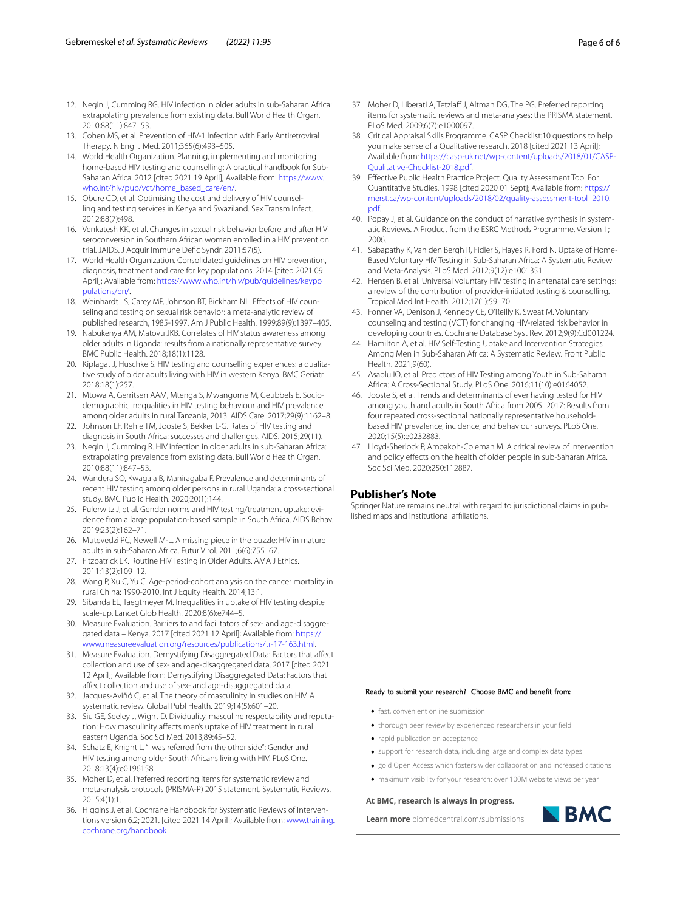12. Negin J, Cumming RG. HIV infection in older adults in sub-Saharan Africa: extrapolating prevalence from existing data. Bull World Health Organ. 2010;88(11):847–53.
13. Cohen MS, et al. Prevention of HIV-1 Infection with Early Antiretroviral Therapy. N Engl J Med. 2011;365(6):493–505.
14. World Health Organization. Planning, implementing and monitoring home-based HIV testing and counselling: A practical handbook for Sub-Saharan Africa. 2012 [cited 2021 19 April]; Available from: https://www.who.int/hiv/pub/vct/home_based_care/en/.
15. Obure CD, et al. Optimising the cost and delivery of HIV counselling and testing services in Kenya and Swaziland. Sex Transm Infect. 2012;88(7):498.
16. Venkatesh KK, et al. Changes in sexual risk behavior before and after HIV seroconversion in Southern African women enrolled in a HIV prevention trial. JAIDS. J Acquir Immune Defic Syndr. 2011;57(5).
17. World Health Organization. Consolidated guidelines on HIV prevention, diagnosis, treatment and care for key populations. 2014 [cited 2021 09 April]; Available from: https://www.who.int/hiv/pub/guidelines/keypopulations/en/.
18. Weinhardt LS, Carey MP, Johnson BT, Bickham NL. Effects of HIV counseling and testing on sexual risk behavior: a meta-analytic review of published research, 1985-1997. Am J Public Health. 1999;89(9):1397–405.
19. Nabukenya AM, Matovu JKB. Correlates of HIV status awareness among older adults in Uganda: results from a nationally representative survey. BMC Public Health. 2018;18(1):1128.
20. Kiplagat J, Huschke S. HIV testing and counselling experiences: a qualitative study of older adults living with HIV in western Kenya. BMC Geriatr. 2018;18(1):257.
21. Mtowa A, Gerritsen AAM, Mtenga S, Mwangome M, Geubbels E. Sociodemographic inequalities in HIV testing behaviour and HIV prevalence among older adults in rural Tanzania, 2013. AIDS Care. 2017;29(9):1162–8.
22. Johnson LF, Rehle TM, Jooste S, Bekker L-G. Rates of HIV testing and diagnosis in South Africa: successes and challenges. AIDS. 2015;29(11).
23. Negin J, Cumming R. HIV infection in older adults in sub-Saharan Africa: extrapolating prevalence from existing data. Bull World Health Organ. 2010;88(11):847–53.
24. Wandera SO, Kwagala B, Maniragaba F. Prevalence and determinants of recent HIV testing among older persons in rural Uganda: a cross-sectional study. BMC Public Health. 2020;20(1):144.
25. Pulerwitz J, et al. Gender norms and HIV testing/treatment uptake: evidence from a large population-based sample in South Africa. AIDS Behav. 2019;23(2):162–71.
26. Mutevedzi PC, Newell M-L. A missing piece in the puzzle: HIV in mature adults in sub-Saharan Africa. Futur Virol. 2011;6(6):755–67.
27. Fitzpatrick LK. Routine HIV Testing in Older Adults. AMA J Ethics. 2011;13(2):109–12.
28. Wang P, Xu C, Yu C. Age-period-cohort analysis on the cancer mortality in rural China: 1990-2010. Int J Equity Health. 2014;13:1.
29. Sibanda EL, Taegtmeyer M. Inequalities in uptake of HIV testing despite scale-up. Lancet Glob Health. 2020;8(6):e744–5.
30. Measure Evaluation. Barriers to and facilitators of sex- and age-disaggregated data – Kenya. 2017 [cited 2021 12 April]; Available from: https://www.measureevaluation.org/resources/publications/tr-17-163.html.
31. Measure Evaluation. Demystifying Disaggregated Data: Factors that affect collection and use of sex- and age-disaggregated data. 2017 [cited 2021 12 April]; Available from: Demystifying Disaggregated Data: Factors that affect collection and use of sex- and age-disaggregated data.
32. Jacques-Aviñó C, et al. The theory of masculinity in studies on HIV. A systematic review. Global Publ Health. 2019;14(5):601–20.
33. Siu GE, Seeley J, Wight D. Dividuality, masculine respectability and reputation: How masculinity affects men's uptake of HIV treatment in rural eastern Uganda. Soc Sci Med. 2013;89:45–52.
34. Schatz E, Knight L. "I was referred from the other side": Gender and HIV testing among older South Africans living with HIV. PLoS One. 2018;13(4):e0196158.
35. Moher D, et al. Preferred reporting items for systematic review and meta-analysis protocols (PRISMA-P) 2015 statement. Systematic Reviews. 2015;4(1):1.
36. Higgins J, et al. Cochrane Handbook for Systematic Reviews of Interventions version 6.2; 2021. [cited 2021 14 April]; Available from: www.training.cochrane.org/handbook
37. Moher D, Liberati A, Tetzlaff J, Altman DG, The PG. Preferred reporting items for systematic reviews and meta-analyses: the PRISMA statement. PLoS Med. 2009;6(7):e1000097.
38. Critical Appraisal Skills Programme. CASP Checklist:10 questions to help you make sense of a Qualitative research. 2018 [cited 2021 13 April]; Available from: https://casp-uk.net/wp-content/uploads/2018/01/CASP-Qualitative-Checklist-2018.pdf.
39. Effective Public Health Practice Project. Quality Assessment Tool For Quantitative Studies. 1998 [cited 2020 01 Sept]; Available from: https://merst.ca/wp-content/uploads/2018/02/quality-assessment-tool_2010.pdf.
40. Popay J, et al. Guidance on the conduct of narrative synthesis in systematic Reviews. A Product from the ESRC Methods Programme. Version 1; 2006.
41. Sabapathy K, Van den Bergh R, Fidler S, Hayes R, Ford N. Uptake of Home-Based Voluntary HIV Testing in Sub-Saharan Africa: A Systematic Review and Meta-Analysis. PLoS Med. 2012;9(12):e1001351.
42. Hensen B, et al. Universal voluntary HIV testing in antenatal care settings: a review of the contribution of provider-initiated testing & counselling. Tropical Med Int Health. 2012;17(1):59–70.
43. Fonner VA, Denison J, Kennedy CE, O'Reilly K, Sweat M. Voluntary counseling and testing (VCT) for changing HIV-related risk behavior in developing countries. Cochrane Database Syst Rev. 2012;9(9):Cd001224.
44. Hamilton A, et al. HIV Self-Testing Uptake and Intervention Strategies Among Men in Sub-Saharan Africa: A Systematic Review. Front Public Health. 2021;9(60).
45. Asaolu IO, et al. Predictors of HIV Testing among Youth in Sub-Saharan Africa: A Cross-Sectional Study. PLoS One. 2016;11(10):e0164052.
46. Jooste S, et al. Trends and determinants of ever having tested for HIV among youth and adults in South Africa from 2005–2017: Results from four repeated cross-sectional nationally representative household-based HIV prevalence, incidence, and behaviour surveys. PLoS One. 2020;15(5):e0232883.
47. Lloyd-Sherlock P, Amoakoh-Coleman M. A critical review of intervention and policy effects on the health of older people in sub-Saharan Africa. Soc Sci Med. 2020;250:112887.

## Publisher's Note

Springer Nature remains neutral with regard to jurisdictional claims in published maps and institutional affiliations.

Ready to submit your research? Choose BMC and benefit from:

- fast, convenient online submission
- thorough peer review by experienced researchers in your field
- rapid publication on acceptance
- support for research data, including large and complex data types
- gold Open Access which fosters wider collaboration and increased citations
- maximum visibility for your research: over 100M website views per year

**At BMC, research is always in progress.**

**Learn more** biomedcentral.com/submissions

BMC